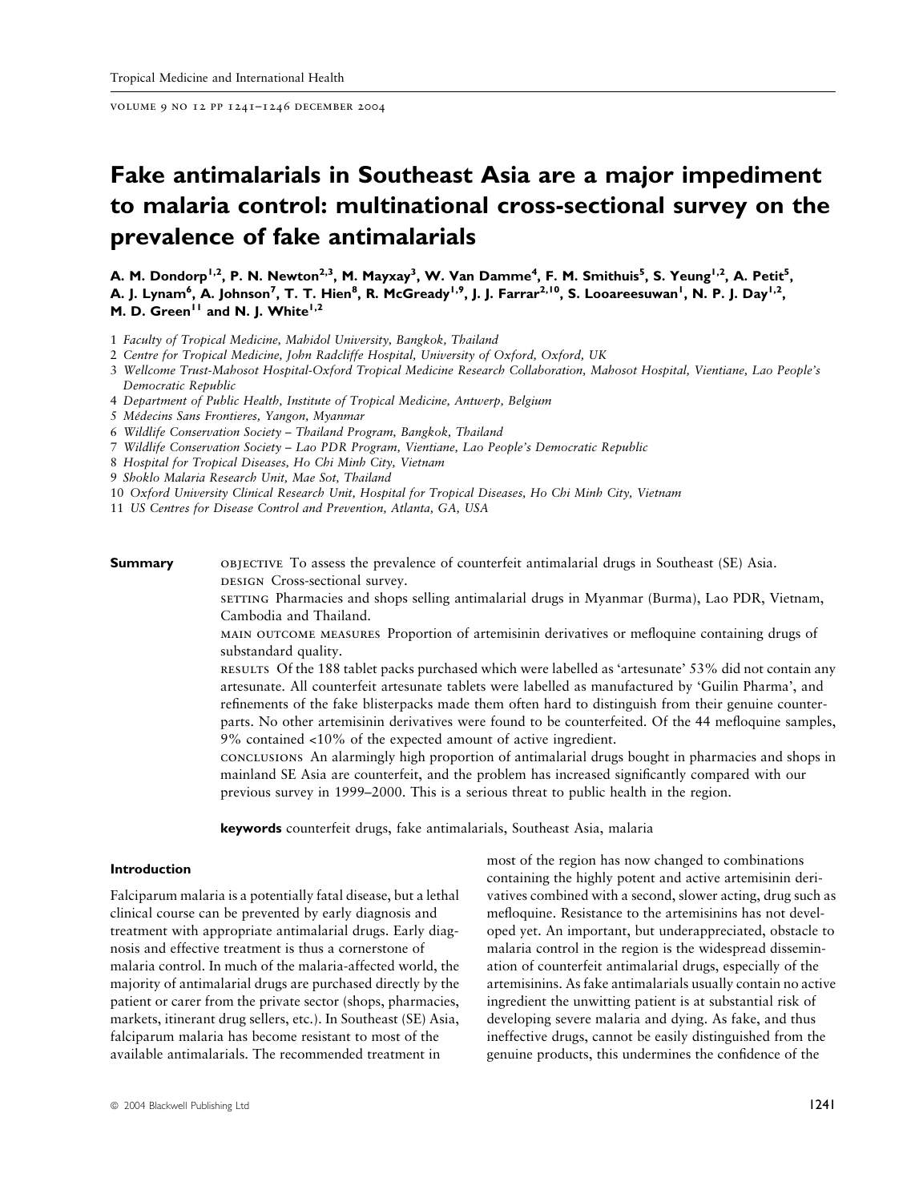# Fake antimalarials in Southeast Asia are a major impediment to malaria control: multinational cross-sectional survey on the prevalence of fake antimalarials

**A. M. Dondorp[1,2], P. N. Newton[2,3], M. Mayxay[3], W. Van Damme[4], F. M. Smithuis[5], S. Yeung[1,2], A. Petit[5], A. J. Lynam[6], A. Johnson[7], T. T. Hien[8], R. McGready[1,9], J. J. Farrar[2,10], S. Looareesuwan[1], N. P. J. Day[1,2], M. D. Green[11] and N. J. White[1,2]**

1 *Faculty of Tropical Medicine, Mahidol University, Bangkok, Thailand*
2 *Centre for Tropical Medicine, John Radcliffe Hospital, University of Oxford, Oxford, UK*
3 *Wellcome Trust-Mahosot Hospital-Oxford Tropical Medicine Research Collaboration, Mahosot Hospital, Vientiane, Lao People's Democratic Republic*
4 *Department of Public Health, Institute of Tropical Medicine, Antwerp, Belgium*
5 *Médecins Sans Frontieres, Yangon, Myanmar*
6 *Wildlife Conservation Society – Thailand Program, Bangkok, Thailand*
7 *Wildlife Conservation Society – Lao PDR Program, Vientiane, Lao People's Democratic Republic*
8 *Hospital for Tropical Diseases, Ho Chi Minh City, Vietnam*
9 *Shoklo Malaria Research Unit, Mae Sot, Thailand*
10 *Oxford University Clinical Research Unit, Hospital for Tropical Diseases, Ho Chi Minh City, Vietnam*
11 *US Centres for Disease Control and Prevention, Atlanta, GA, USA*

**Summary**

OBJECTIVE To assess the prevalence of counterfeit antimalarial drugs in Southeast (SE) Asia.

DESIGN Cross-sectional survey.

SETTING Pharmacies and shops selling antimalarial drugs in Myanmar (Burma), Lao PDR, Vietnam, Cambodia and Thailand.

MAIN OUTCOME MEASURES Proportion of artemisinin derivatives or mefloquine containing drugs of substandard quality.

RESULTS Of the 188 tablet packs purchased which were labelled as 'artesunate' 53% did not contain any artesunate. All counterfeit artesunate tablets were labelled as manufactured by 'Guilin Pharma', and refinements of the fake blisterpacks made them often hard to distinguish from their genuine counterparts. No other artemisinin derivatives were found to be counterfeited. Of the 44 mefloquine samples, 9% contained <10% of the expected amount of active ingredient.

CONCLUSIONS An alarmingly high proportion of antimalarial drugs bought in pharmacies and shops in mainland SE Asia are counterfeit, and the problem has increased significantly compared with our previous survey in 1999–2000. This is a serious threat to public health in the region.

**keywords** counterfeit drugs, fake antimalarials, Southeast Asia, malaria

## Introduction

Falciparum malaria is a potentially fatal disease, but a lethal clinical course can be prevented by early diagnosis and treatment with appropriate antimalarial drugs. Early diagnosis and effective treatment is thus a cornerstone of malaria control. In much of the malaria-affected world, the majority of antimalarial drugs are purchased directly by the patient or carer from the private sector (shops, pharmacies, markets, itinerant drug sellers, etc.). In Southeast (SE) Asia, falciparum malaria has become resistant to most of the available antimalarials. The recommended treatment in most of the region has now changed to combinations containing the highly potent and active artemisinin derivatives combined with a second, slower acting, drug such as mefloquine. Resistance to the artemisinins has not developed yet. An important, but underappreciated, obstacle to malaria control in the region is the widespread dissemination of counterfeit antimalarial drugs, especially of the artemisinins. As fake antimalarials usually contain no active ingredient the unwitting patient is at substantial risk of developing severe malaria and dying. As fake, and thus ineffective drugs, cannot be easily distinguished from the genuine products, this undermines the confidence of the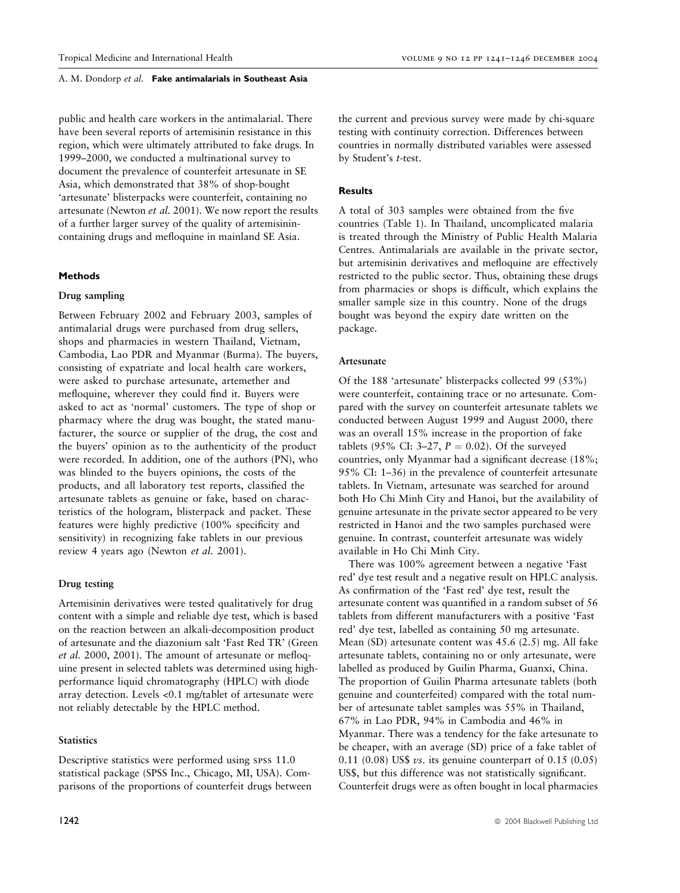public and health care workers in the antimalarial. There have been several reports of artemisinin resistance in this region, which were ultimately attributed to fake drugs. In 1999–2000, we conducted a multinational survey to document the prevalence of counterfeit artesunate in SE Asia, which demonstrated that 38% of shop-bought 'artesunate' blisterpacks were counterfeit, containing no artesunate (Newton *et al.* 2001). We now report the results of a further larger survey of the quality of artemisinin-containing drugs and mefloquine in mainland SE Asia.

## Methods

### Drug sampling

Between February 2002 and February 2003, samples of antimalarial drugs were purchased from drug sellers, shops and pharmacies in western Thailand, Vietnam, Cambodia, Lao PDR and Myanmar (Burma). The buyers, consisting of expatriate and local health care workers, were asked to purchase artesunate, artemether and mefloquine, wherever they could find it. Buyers were asked to act as 'normal' customers. The type of shop or pharmacy where the drug was bought, the stated manufacturer, the source or supplier of the drug, the cost and the buyers' opinion as to the authenticity of the product were recorded. In addition, one of the authors (PN), who was blinded to the buyers opinions, the costs of the products, and all laboratory test reports, classified the artesunate tablets as genuine or fake, based on characteristics of the hologram, blisterpack and packet. These features were highly predictive (100% specificity and sensitivity) in recognizing fake tablets in our previous review 4 years ago (Newton *et al.* 2001).

### Drug testing

Artemisinin derivatives were tested qualitatively for drug content with a simple and reliable dye test, which is based on the reaction between an alkali-decomposition product of artesunate and the diazonium salt 'Fast Red TR' (Green *et al.* 2000, 2001). The amount of artesunate or mefloquine present in selected tablets was determined using high-performance liquid chromatography (HPLC) with diode array detection. Levels <0.1 mg/tablet of artesunate were not reliably detectable by the HPLC method.

### Statistics

Descriptive statistics were performed using SPSS 11.0 statistical package (SPSS Inc., Chicago, MI, USA). Comparisons of the proportions of counterfeit drugs between the current and previous survey were made by chi-square testing with continuity correction. Differences between countries in normally distributed variables were assessed by Student's *t*-test.

## Results

A total of 303 samples were obtained from the five countries (Table 1). In Thailand, uncomplicated malaria is treated through the Ministry of Public Health Malaria Centres. Antimalarials are available in the private sector, but artemisinin derivatives and mefloquine are effectively restricted to the public sector. Thus, obtaining these drugs from pharmacies or shops is difficult, which explains the smaller sample size in this country. None of the drugs bought was beyond the expiry date written on the package.

### Artesunate

Of the 188 'artesunate' blisterpacks collected 99 (53%) were counterfeit, containing trace or no artesunate. Compared with the survey on counterfeit artesunate tablets we conducted between August 1999 and August 2000, there was an overall 15% increase in the proportion of fake tablets (95% CI: 3–27, $P = 0.02$). Of the surveyed countries, only Myanmar had a significant decrease (18%; 95% CI: 1–36) in the prevalence of counterfeit artesunate tablets. In Vietnam, artesunate was searched for around both Ho Chi Minh City and Hanoi, but the availability of genuine artesunate in the private sector appeared to be very restricted in Hanoi and the two samples purchased were genuine. In contrast, counterfeit artesunate was widely available in Ho Chi Minh City.

There was 100% agreement between a negative 'Fast red' dye test result and a negative result on HPLC analysis. As confirmation of the 'Fast red' dye test, result the artesunate content was quantified in a random subset of 56 tablets from different manufacturers with a positive 'Fast red' dye test, labelled as containing 50 mg artesunate. Mean (SD) artesunate content was 45.6 (2.5) mg. All fake artesunate tablets, containing no or only artesunate, were labelled as produced by Guilin Pharma, Guanxi, China. The proportion of Guilin Pharma artesunate tablets (both genuine and counterfeited) compared with the total number of artesunate tablet samples was 55% in Thailand, 67% in Lao PDR, 94% in Cambodia and 46% in Myanmar. There was a tendency for the fake artesunate to be cheaper, with an average (SD) price of a fake tablet of 0.11 (0.08) US$ *vs.* its genuine counterpart of 0.15 (0.05) US$, but this difference was not statistically significant. Counterfeit drugs were as often bought in local pharmacies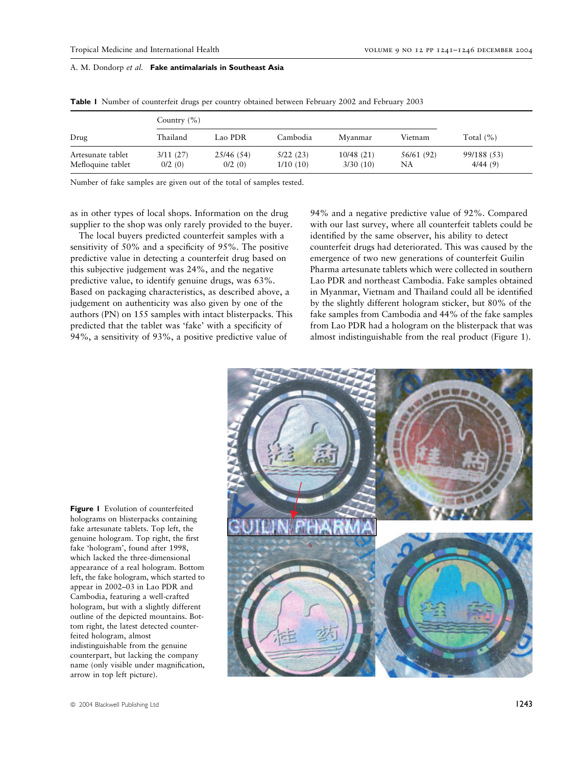**Table 1** Number of counterfeit drugs per country obtained between February 2002 and February 2003

| Drug | Country (%) | | | | | Total (%) |
|---|---|---|---|---|---|---|
| | Thailand | Lao PDR | Cambodia | Myanmar | Vietnam | |
| Artesunate tablet | 3/11 (27) | 25/46 (54) | 5/22 (23) | 10/48 (21) | 56/61 (92) | 99/188 (53) |
| Mefloquine tablet | 0/2 (0) | 0/2 (0) | 1/10 (10) | 3/30 (10) | NA | 4/44 (9) |

Number of fake samples are given out of the total of samples tested.

as in other types of local shops. Information on the drug supplier to the shop was only rarely provided to the buyer.

The local buyers predicted counterfeit samples with a sensitivity of 50% and a specificity of 95%. The positive predictive value in detecting a counterfeit drug based on this subjective judgement was 24%, and the negative predictive value, to identify genuine drugs, was 63%. Based on packaging characteristics, as described above, a judgement on authenticity was also given by one of the authors (PN) on 155 samples with intact blisterpacks. This predicted that the tablet was 'fake' with a specificity of 94%, a sensitivity of 93%, a positive predictive value of 94% and a negative predictive value of 92%. Compared with our last survey, where all counterfeit tablets could be identified by the same observer, his ability to detect counterfeit drugs had deteriorated. This was caused by the emergence of two new generations of counterfeit Guilin Pharma artesunate tablets which were collected in southern Lao PDR and northeast Cambodia. Fake samples obtained in Myanmar, Vietnam and Thailand could all be identified by the slightly different hologram sticker, but 80% of the fake samples from Cambodia and 44% of the fake samples from Lao PDR had a hologram on the blisterpack that was almost indistinguishable from the real product (Figure 1).

**Figure 1** Evolution of counterfeited holograms on blisterpacks containing fake artesunate tablets. Top left, the genuine hologram. Top right, the first fake 'hologram', found after 1998, which lacked the three-dimensional appearance of a real hologram. Bottom left, the fake hologram, which started to appear in 2002–03 in Lao PDR and Cambodia, featuring a well-crafted hologram, but with a slightly different outline of the depicted mountains. Bottom right, the latest detected counterfeited hologram, almost indistinguishable from the genuine counterpart, but lacking the company name (only visible under magnification, arrow in top left picture).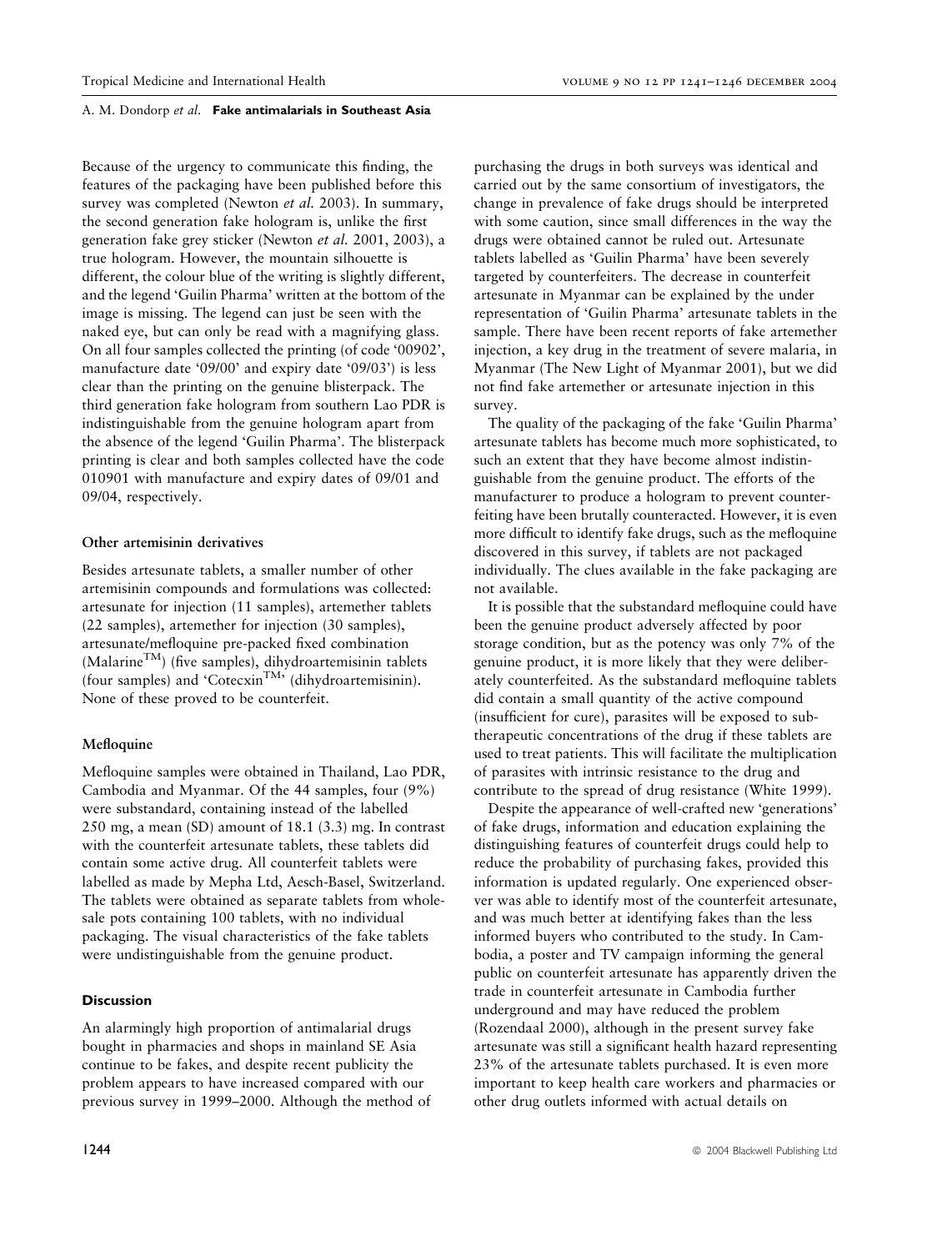Because of the urgency to communicate this finding, the features of the packaging have been published before this survey was completed (Newton *et al.* 2003). In summary, the second generation fake hologram is, unlike the first generation fake grey sticker (Newton *et al.* 2001, 2003), a true hologram. However, the mountain silhouette is different, the colour blue of the writing is slightly different, and the legend 'Guilin Pharma' written at the bottom of the image is missing. The legend can just be seen with the naked eye, but can only be read with a magnifying glass. On all four samples collected the printing (of code '00902', manufacture date '09/00' and expiry date '09/03') is less clear than the printing on the genuine blisterpack. The third generation fake hologram from southern Lao PDR is indistinguishable from the genuine hologram apart from the absence of the legend 'Guilin Pharma'. The blisterpack printing is clear and both samples collected have the code 010901 with manufacture and expiry dates of 09/01 and 09/04, respectively.

### Other artemisinin derivatives

Besides artesunate tablets, a smaller number of other artemisinin compounds and formulations was collected: artesunate for injection (11 samples), artemether tablets (22 samples), artemether for injection (30 samples), artesunate/mefloquine pre-packed fixed combination (Malarine™) (five samples), dihydroartemisinin tablets (four samples) and 'Cotecxin™' (dihydroartemisinin). None of these proved to be counterfeit.

### Mefloquine

Mefloquine samples were obtained in Thailand, Lao PDR, Cambodia and Myanmar. Of the 44 samples, four (9%) were substandard, containing instead of the labelled 250 mg, a mean (SD) amount of 18.1 (3.3) mg. In contrast with the counterfeit artesunate tablets, these tablets did contain some active drug. All counterfeit tablets were labelled as made by Mepha Ltd, Aesch-Basel, Switzerland. The tablets were obtained as separate tablets from wholesale pots containing 100 tablets, with no individual packaging. The visual characteristics of the fake tablets were undistinguishable from the genuine product.

## Discussion

An alarmingly high proportion of antimalarial drugs bought in pharmacies and shops in mainland SE Asia continue to be fakes, and despite recent publicity the problem appears to have increased compared with our previous survey in 1999–2000. Although the method of purchasing the drugs in both surveys was identical and carried out by the same consortium of investigators, the change in prevalence of fake drugs should be interpreted with some caution, since small differences in the way the drugs were obtained cannot be ruled out. Artesunate tablets labelled as 'Guilin Pharma' have been severely targeted by counterfeiters. The decrease in counterfeit artesunate in Myanmar can be explained by the under representation of 'Guilin Pharma' artesunate tablets in the sample. There have been recent reports of fake artemether injection, a key drug in the treatment of severe malaria, in Myanmar (The New Light of Myanmar 2001), but we did not find fake artemether or artesunate injection in this survey.

The quality of the packaging of the fake 'Guilin Pharma' artesunate tablets has become much more sophisticated, to such an extent that they have become almost indistinguishable from the genuine product. The efforts of the manufacturer to produce a hologram to prevent counterfeiting have been brutally counteracted. However, it is even more difficult to identify fake drugs, such as the mefloquine discovered in this survey, if tablets are not packaged individually. The clues available in the fake packaging are not available.

It is possible that the substandard mefloquine could have been the genuine product adversely affected by poor storage condition, but as the potency was only 7% of the genuine product, it is more likely that they were deliberately counterfeited. As the substandard mefloquine tablets did contain a small quantity of the active compound (insufficient for cure), parasites will be exposed to subtherapeutic concentrations of the drug if these tablets are used to treat patients. This will facilitate the multiplication of parasites with intrinsic resistance to the drug and contribute to the spread of drug resistance (White 1999).

Despite the appearance of well-crafted new 'generations' of fake drugs, information and education explaining the distinguishing features of counterfeit drugs could help to reduce the probability of purchasing fakes, provided this information is updated regularly. One experienced observer was able to identify most of the counterfeit artesunate, and was much better at identifying fakes than the less informed buyers who contributed to the study. In Cambodia, a poster and TV campaign informing the general public on counterfeit artesunate has apparently driven the trade in counterfeit artesunate in Cambodia further underground and may have reduced the problem (Rozendaal 2000), although in the present survey fake artesunate was still a significant health hazard representing 23% of the artesunate tablets purchased. It is even more important to keep health care workers and pharmacies or other drug outlets informed with actual details on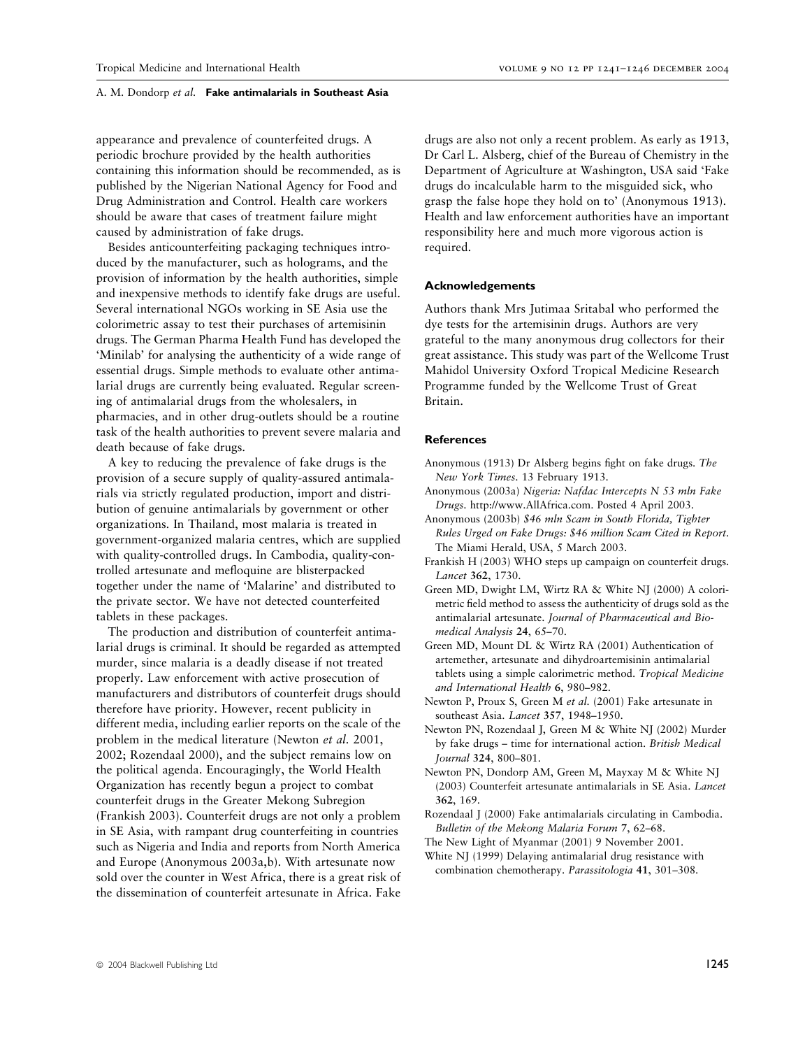appearance and prevalence of counterfeited drugs. A periodic brochure provided by the health authorities containing this information should be recommended, as is published by the Nigerian National Agency for Food and Drug Administration and Control. Health care workers should be aware that cases of treatment failure might caused by administration of fake drugs.

Besides anticounterfeiting packaging techniques introduced by the manufacturer, such as holograms, and the provision of information by the health authorities, simple and inexpensive methods to identify fake drugs are useful. Several international NGOs working in SE Asia use the colorimetric assay to test their purchases of artemisinin drugs. The German Pharma Health Fund has developed the 'Minilab' for analysing the authenticity of a wide range of essential drugs. Simple methods to evaluate other antimalarial drugs are currently being evaluated. Regular screening of antimalarial drugs from the wholesalers, in pharmacies, and in other drug-outlets should be a routine task of the health authorities to prevent severe malaria and death because of fake drugs.

A key to reducing the prevalence of fake drugs is the provision of a secure supply of quality-assured antimalarials via strictly regulated production, import and distribution of genuine antimalarials by government or other organizations. In Thailand, most malaria is treated in government-organized malaria centres, which are supplied with quality-controlled drugs. In Cambodia, quality-controlled artesunate and mefloquine are blisterpacked together under the name of 'Malarine' and distributed to the private sector. We have not detected counterfeited tablets in these packages.

The production and distribution of counterfeit antimalarial drugs is criminal. It should be regarded as attempted murder, since malaria is a deadly disease if not treated properly. Law enforcement with active prosecution of manufacturers and distributors of counterfeit drugs should therefore have priority. However, recent publicity in different media, including earlier reports on the scale of the problem in the medical literature (Newton *et al.* 2001, 2002; Rozendaal 2000), and the subject remains low on the political agenda. Encouragingly, the World Health Organization has recently begun a project to combat counterfeit drugs in the Greater Mekong Subregion (Frankish 2003). Counterfeit drugs are not only a problem in SE Asia, with rampant drug counterfeiting in countries such as Nigeria and India and reports from North America and Europe (Anonymous 2003a,b). With artesunate now sold over the counter in West Africa, there is a great risk of the dissemination of counterfeit artesunate in Africa. Fake drugs are also not only a recent problem. As early as 1913, Dr Carl L. Alsberg, chief of the Bureau of Chemistry in the Department of Agriculture at Washington, USA said 'Fake drugs do incalculable harm to the misguided sick, who grasp the false hope they hold on to' (Anonymous 1913). Health and law enforcement authorities have an important responsibility here and much more vigorous action is required.

#### Acknowledgements

Authors thank Mrs Jutimaa Sritabal who performed the dye tests for the artemisinin drugs. Authors are very grateful to the many anonymous drug collectors for their great assistance. This study was part of the Wellcome Trust Mahidol University Oxford Tropical Medicine Research Programme funded by the Wellcome Trust of Great Britain.

#### References

Anonymous (1913) Dr Alsberg begins fight on fake drugs. *The New York Times*. 13 February 1913.

Anonymous (2003a) *Nigeria: Nafdac Intercepts N 53 mln Fake Drugs*. http://www.AllAfrica.com. Posted 4 April 2003.

Anonymous (2003b) *$46 mln Scam in South Florida, Tighter Rules Urged on Fake Drugs: $46 million Scam Cited in Report*. The Miami Herald, USA, 5 March 2003.

Frankish H (2003) WHO steps up campaign on counterfeit drugs. *Lancet* **362**, 1730.

Green MD, Dwight LM, Wirtz RA & White NJ (2000) A colorimetric field method to assess the authenticity of drugs sold as the antimalarial artesunate. *Journal of Pharmaceutical and Biomedical Analysis* **24**, 65–70.

Green MD, Mount DL & Wirtz RA (2001) Authentication of artemether, artesunate and dihydroartemisinin antimalarial tablets using a simple calorimetric method. *Tropical Medicine and International Health* **6**, 980–982.

Newton P, Proux S, Green M *et al.* (2001) Fake artesunate in southeast Asia. *Lancet* **357**, 1948–1950.

Newton PN, Rozendaal J, Green M & White NJ (2002) Murder by fake drugs – time for international action. *British Medical Journal* **324**, 800–801.

Newton PN, Dondorp AM, Green M, Mayxay M & White NJ (2003) Counterfeit artesunate antimalarials in SE Asia. *Lancet* **362**, 169.

Rozendaal J (2000) Fake antimalarials circulating in Cambodia. *Bulletin of the Mekong Malaria Forum* **7**, 62–68.

The New Light of Myanmar (2001) 9 November 2001.

White NJ (1999) Delaying antimalarial drug resistance with combination chemotherapy. *Parassitologia* **41**, 301–308.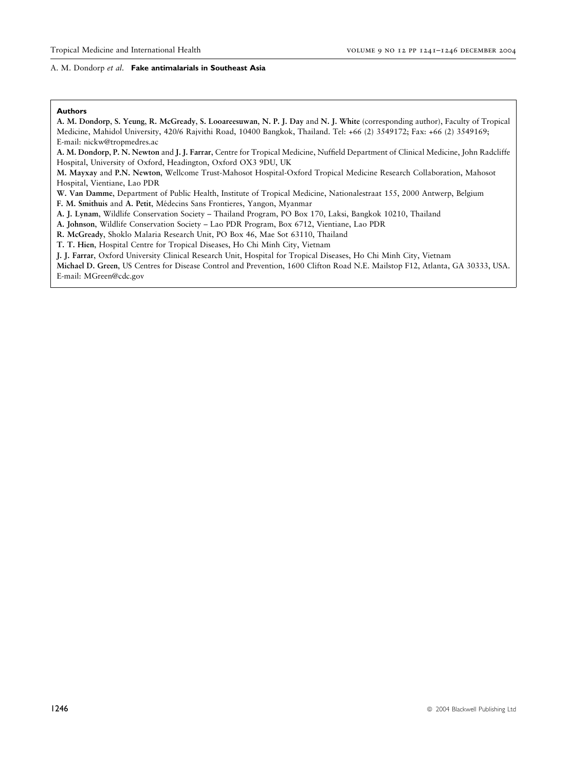**Authors**

**A. M. Dondorp**, **S. Yeung**, **R. McGready**, **S. Looareesuwan**, **N. P. J. Day** and **N. J. White** (corresponding author), Faculty of Tropical Medicine, Mahidol University, 420/6 Rajvithi Road, 10400 Bangkok, Thailand. Tel: +66 (2) 3549172; Fax: +66 (2) 3549169; E-mail: nickw@tropmedres.ac

**A. M. Dondorp**, **P. N. Newton** and **J. J. Farrar**, Centre for Tropical Medicine, Nuffield Department of Clinical Medicine, John Radcliffe Hospital, University of Oxford, Headington, Oxford OX3 9DU, UK

**M. Mayxay** and **P.N. Newton**, Wellcome Trust-Mahosot Hospital-Oxford Tropical Medicine Research Collaboration, Mahosot Hospital, Vientiane, Lao PDR

**W. Van Damme**, Department of Public Health, Institute of Tropical Medicine, Nationalestraat 155, 2000 Antwerp, Belgium

**F. M. Smithuis** and **A. Petit**, Médecins Sans Frontieres, Yangon, Myanmar

**A. J. Lynam**, Wildlife Conservation Society – Thailand Program, PO Box 170, Laksi, Bangkok 10210, Thailand

**A. Johnson**, Wildlife Conservation Society – Lao PDR Program, Box 6712, Vientiane, Lao PDR

**R. McGready**, Shoklo Malaria Research Unit, PO Box 46, Mae Sot 63110, Thailand

**T. T. Hien**, Hospital Centre for Tropical Diseases, Ho Chi Minh City, Vietnam

**J. J. Farrar**, Oxford University Clinical Research Unit, Hospital for Tropical Diseases, Ho Chi Minh City, Vietnam

**Michael D. Green**, US Centres for Disease Control and Prevention, 1600 Clifton Road N.E. Mailstop F12, Atlanta, GA 30333, USA. E-mail: MGreen@cdc.gov